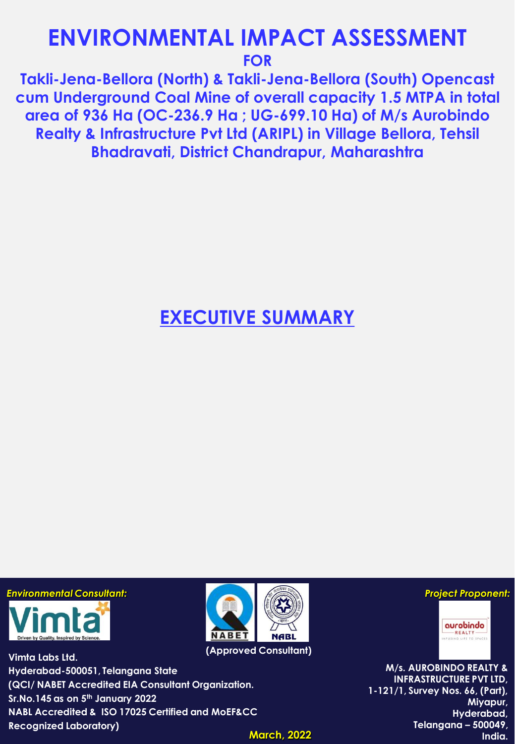# ENVIRONMENTAL IMPACT ASSESSMENT

**FOR**

**Takli-Jena-Bellora (North) & Takli-Jena-Bellora (South) Opencast cum Underground Coal Mine of overall capacity 1.5 MTPA in total area of 936 Ha (OC-236.9 Ha ; UG-699.10 Ha) of M/s Aurobindo Realty & Infrastructure Pvt Ltd (ARIPL) in Village Bellora, Tehsil Bhadravati, District Chandrapur, Maharashtra**

## EXECUTIVE SUMMARY

***Environmental Consultant:***

**Vimta Labs Ltd.**
**Hyderabad-500051, Telangana State**
**(QCI/ NABET Accredited EIA Consultant Organization.**
**Sr.No.145 as on 5th January 2022**
**NABL Accredited & ISO 17025 Certified and MoEF&CC Recognized Laboratory)**

**(Approved Consultant)**

***Project Proponent:***

**M/s. AUROBINDO REALTY & INFRASTRUCTURE PVT LTD,**
**1-121/1, Survey Nos. 66, (Part),**
**Miyapur,**
**Hyderabad,**
**Telangana – 500049,**
**India.**

**March, 2022**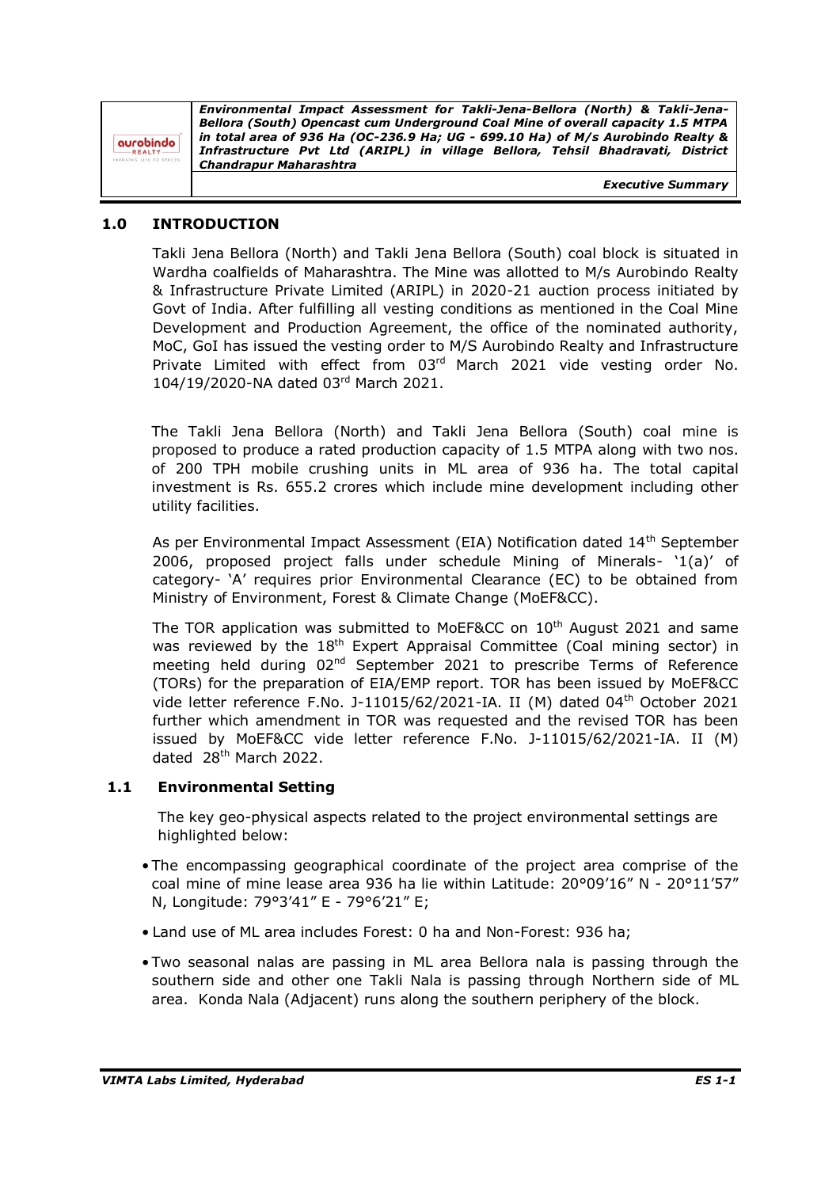## 1.0 INTRODUCTION

Takli Jena Bellora (North) and Takli Jena Bellora (South) coal block is situated in Wardha coalfields of Maharashtra. The Mine was allotted to M/s Aurobindo Realty & Infrastructure Private Limited (ARIPL) in 2020-21 auction process initiated by Govt of India. After fulfilling all vesting conditions as mentioned in the Coal Mine Development and Production Agreement, the office of the nominated authority, MoC, GoI has issued the vesting order to M/S Aurobindo Realty and Infrastructure Private Limited with effect from 03rd March 2021 vide vesting order No. 104/19/2020-NA dated 03rd March 2021.

The Takli Jena Bellora (North) and Takli Jena Bellora (South) coal mine is proposed to produce a rated production capacity of 1.5 MTPA along with two nos. of 200 TPH mobile crushing units in ML area of 936 ha. The total capital investment is Rs. 655.2 crores which include mine development including other utility facilities.

As per Environmental Impact Assessment (EIA) Notification dated 14th September 2006, proposed project falls under schedule Mining of Minerals- '1(a)' of category- 'A' requires prior Environmental Clearance (EC) to be obtained from Ministry of Environment, Forest & Climate Change (MoEF&CC).

The TOR application was submitted to MoEF&CC on 10th August 2021 and same was reviewed by the 18th Expert Appraisal Committee (Coal mining sector) in meeting held during 02nd September 2021 to prescribe Terms of Reference (TORs) for the preparation of EIA/EMP report. TOR has been issued by MoEF&CC vide letter reference F.No. J-11015/62/2021-IA. II (M) dated 04th October 2021 further which amendment in TOR was requested and the revised TOR has been issued by MoEF&CC vide letter reference F.No. J-11015/62/2021-IA. II (M) dated 28th March 2022.

### 1.1 Environmental Setting

The key geo-physical aspects related to the project environmental settings are highlighted below:

- The encompassing geographical coordinate of the project area comprise of the coal mine of mine lease area 936 ha lie within Latitude: 20°09'16" N - 20°11'57" N, Longitude: 79°3'41" E - 79°6'21" E;
- Land use of ML area includes Forest: 0 ha and Non-Forest: 936 ha;
- Two seasonal nalas are passing in ML area Bellora nala is passing through the southern side and other one Takli Nala is passing through Northern side of ML area. Konda Nala (Adjacent) runs along the southern periphery of the block.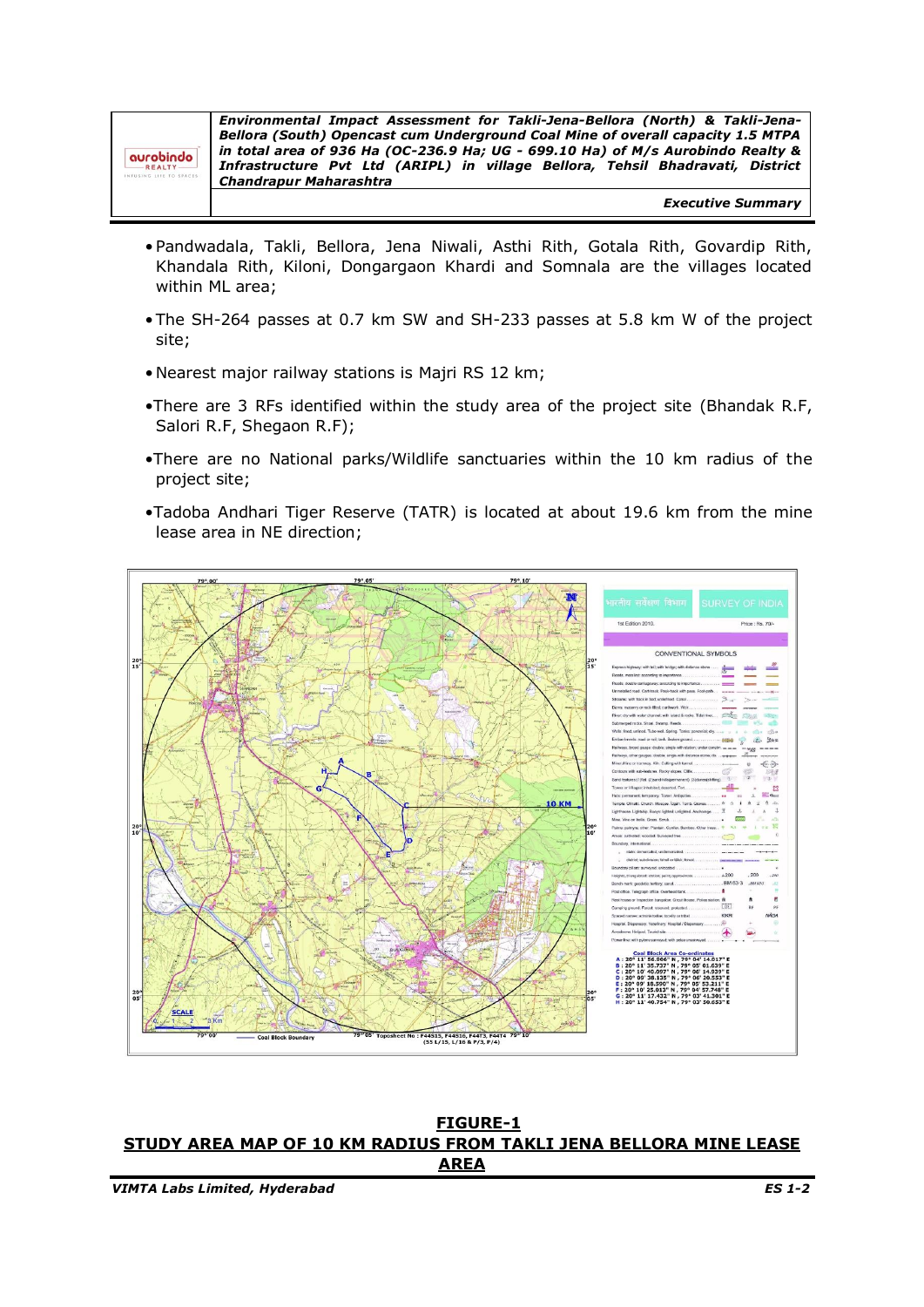- Pandwadala, Takli, Bellora, Jena Niwali, Asthi Rith, Gotala Rith, Govardip Rith, Khandala Rith, Kiloni, Dongargaon Khardi and Somnala are the villages located within ML area;
- The SH-264 passes at 0.7 km SW and SH-233 passes at 5.8 km W of the project site;
- Nearest major railway stations is Majri RS 12 km;
- There are 3 RFs identified within the study area of the project site (Bhandak R.F, Salori R.F, Shegaon R.F);
- There are no National parks/Wildlife sanctuaries within the 10 km radius of the project site;
- Tadoba Andhari Tiger Reserve (TATR) is located at about 19.6 km from the mine lease area in NE direction;

**FIGURE-1**
**STUDY AREA MAP OF 10 KM RADIUS FROM TAKLI JENA BELLORA MINE LEASE AREA**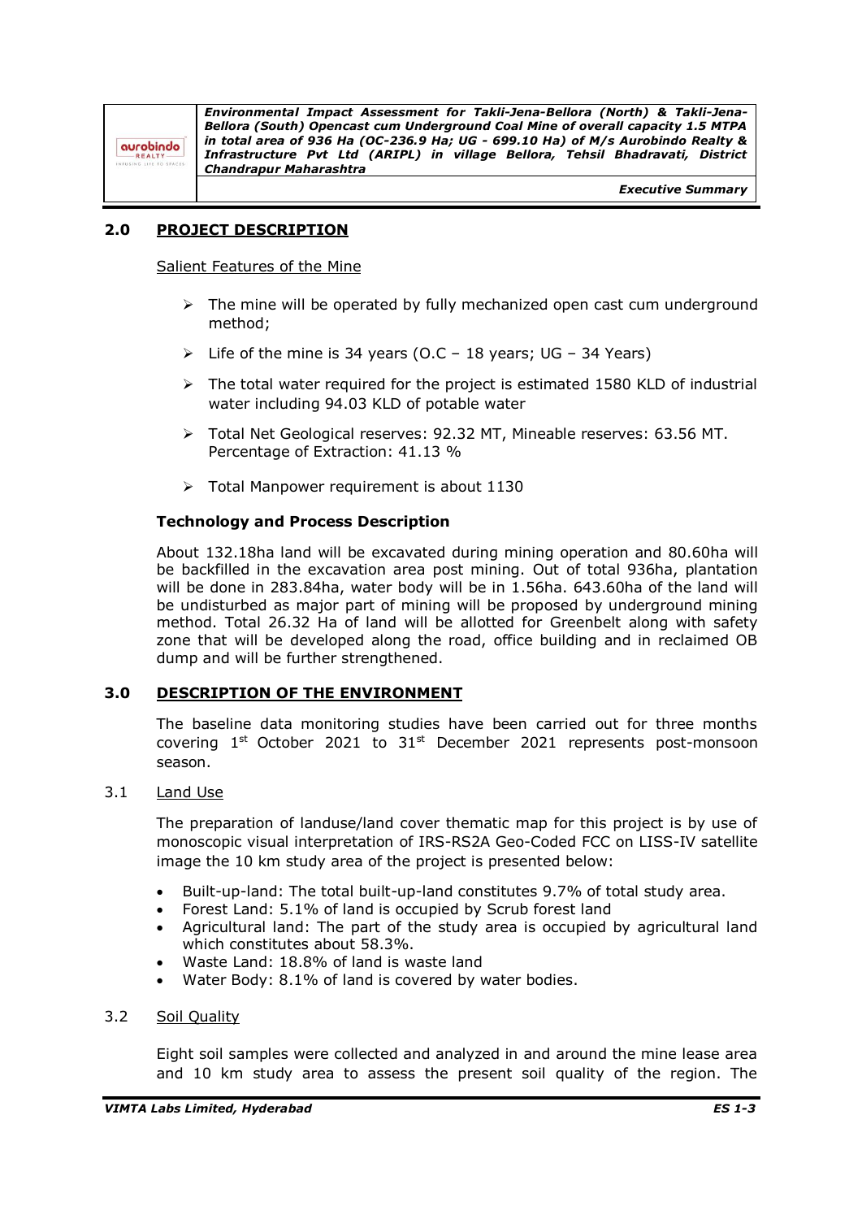## 2.0 PROJECT DESCRIPTION

Salient Features of the Mine

- The mine will be operated by fully mechanized open cast cum underground method;
- Life of the mine is 34 years (O.C – 18 years; UG – 34 Years)
- The total water required for the project is estimated 1580 KLD of industrial water including 94.03 KLD of potable water
- Total Net Geological reserves: 92.32 MT, Mineable reserves: 63.56 MT. Percentage of Extraction: 41.13 %
- Total Manpower requirement is about 1130

### Technology and Process Description

About 132.18ha land will be excavated during mining operation and 80.60ha will be backfilled in the excavation area post mining. Out of total 936ha, plantation will be done in 283.84ha, water body will be in 1.56ha. 643.60ha of the land will be undisturbed as major part of mining will be proposed by underground mining method. Total 26.32 Ha of land will be allotted for Greenbelt along with safety zone that will be developed along the road, office building and in reclaimed OB dump and will be further strengthened.

## 3.0 DESCRIPTION OF THE ENVIRONMENT

The baseline data monitoring studies have been carried out for three months covering 1st October 2021 to 31st December 2021 represents post-monsoon season.

### 3.1 Land Use

The preparation of landuse/land cover thematic map for this project is by use of monoscopic visual interpretation of IRS-RS2A Geo-Coded FCC on LISS-IV satellite image the 10 km study area of the project is presented below:

- Built-up-land: The total built-up-land constitutes 9.7% of total study area.
- Forest Land: 5.1% of land is occupied by Scrub forest land
- Agricultural land: The part of the study area is occupied by agricultural land which constitutes about 58.3%.
- Waste Land: 18.8% of land is waste land
- Water Body: 8.1% of land is covered by water bodies.

### 3.2 Soil Quality

Eight soil samples were collected and analyzed in and around the mine lease area and 10 km study area to assess the present soil quality of the region. The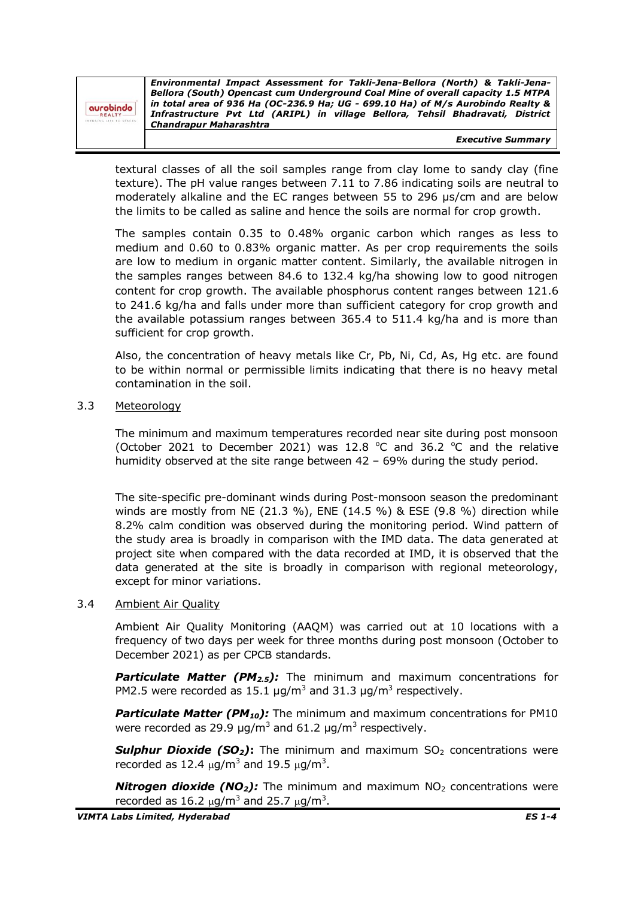textural classes of all the soil samples range from clay lome to sandy clay (fine texture). The pH value ranges between 7.11 to 7.86 indicating soils are neutral to moderately alkaline and the EC ranges between 55 to 296 μs/cm and are below the limits to be called as saline and hence the soils are normal for crop growth.

The samples contain 0.35 to 0.48% organic carbon which ranges as less to medium and 0.60 to 0.83% organic matter. As per crop requirements the soils are low to medium in organic matter content. Similarly, the available nitrogen in the samples ranges between 84.6 to 132.4 kg/ha showing low to good nitrogen content for crop growth. The available phosphorus content ranges between 121.6 to 241.6 kg/ha and falls under more than sufficient category for crop growth and the available potassium ranges between 365.4 to 511.4 kg/ha and is more than sufficient for crop growth.

Also, the concentration of heavy metals like Cr, Pb, Ni, Cd, As, Hg etc. are found to be within normal or permissible limits indicating that there is no heavy metal contamination in the soil.

### 3.3 Meteorology

The minimum and maximum temperatures recorded near site during post monsoon (October 2021 to December 2021) was 12.8 °C and 36.2 °C and the relative humidity observed at the site range between 42 – 69% during the study period.

The site-specific pre-dominant winds during Post-monsoon season the predominant winds are mostly from NE (21.3 %), ENE (14.5 %) & ESE (9.8 %) direction while 8.2% calm condition was observed during the monitoring period. Wind pattern of the study area is broadly in comparison with the IMD data. The data generated at project site when compared with the data recorded at IMD, it is observed that the data generated at the site is broadly in comparison with regional meteorology, except for minor variations.

### 3.4 Ambient Air Quality

Ambient Air Quality Monitoring (AAQM) was carried out at 10 locations with a frequency of two days per week for three months during post monsoon (October to December 2021) as per CPCB standards.

***Particulate Matter ($PM_{2.5}$):*** The minimum and maximum concentrations for PM2.5 were recorded as 15.1 μg/$m^3$ and 31.3 μg/$m^3$ respectively.

***Particulate Matter ($PM_{10}$):*** The minimum and maximum concentrations for PM10 were recorded as 29.9 μg/$m^3$ and 61.2 μg/$m^3$ respectively.

***Sulphur Dioxide ($SO_2$)*:** The minimum and maximum $SO_2$ concentrations were recorded as 12.4 μg/$m^3$ and 19.5 μg/$m^3$.

***Nitrogen dioxide ($NO_2$):*** The minimum and maximum $NO_2$ concentrations were recorded as 16.2 μg/$m^3$ and 25.7 μg/$m^3$.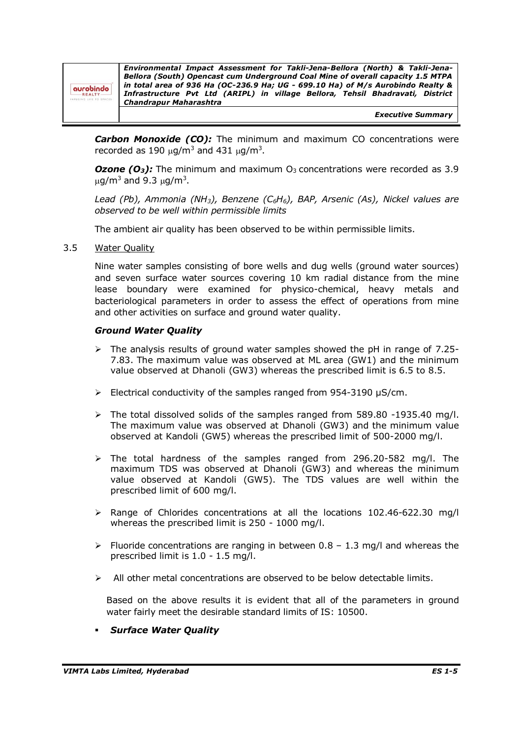***Carbon Monoxide (CO):*** The minimum and maximum CO concentrations were recorded as 190 $\mu g/m^3$ and 431 $\mu g/m^3$.

***Ozone ($O_3$):*** The minimum and maximum $O_3$ concentrations were recorded as 3.9 $\mu g/m^3$ and 9.3 $\mu g/m^3$.

*Lead (Pb), Ammonia ($NH_3$), Benzene ($C_6H_6$), BAP, Arsenic (As), Nickel values are observed to be well within permissible limits*

The ambient air quality has been observed to be within permissible limits.

3.5 Water Quality

Nine water samples consisting of bore wells and dug wells (ground water sources) and seven surface water sources covering 10 km radial distance from the mine lease boundary were examined for physico-chemical, heavy metals and bacteriological parameters in order to assess the effect of operations from mine and other activities on surface and ground water quality.

***Ground Water Quality***

- The analysis results of ground water samples showed the pH in range of 7.25-7.83. The maximum value was observed at ML area (GW1) and the minimum value observed at Dhanoli (GW3) whereas the prescribed limit is 6.5 to 8.5.
- Electrical conductivity of the samples ranged from 954-3190 µS/cm.
- The total dissolved solids of the samples ranged from 589.80 -1935.40 mg/l. The maximum value was observed at Dhanoli (GW3) and the minimum value observed at Kandoli (GW5) whereas the prescribed limit of 500-2000 mg/l.
- The total hardness of the samples ranged from 296.20-582 mg/l. The maximum TDS was observed at Dhanoli (GW3) and whereas the minimum value observed at Kandoli (GW5). The TDS values are well within the prescribed limit of 600 mg/l.
- Range of Chlorides concentrations at all the locations 102.46-622.30 mg/l whereas the prescribed limit is 250 - 1000 mg/l.
- Fluoride concentrations are ranging in between 0.8 – 1.3 mg/l and whereas the prescribed limit is 1.0 - 1.5 mg/l.
- All other metal concentrations are observed to be below detectable limits.

Based on the above results it is evident that all of the parameters in ground water fairly meet the desirable standard limits of IS: 10500.

- ***Surface Water Quality***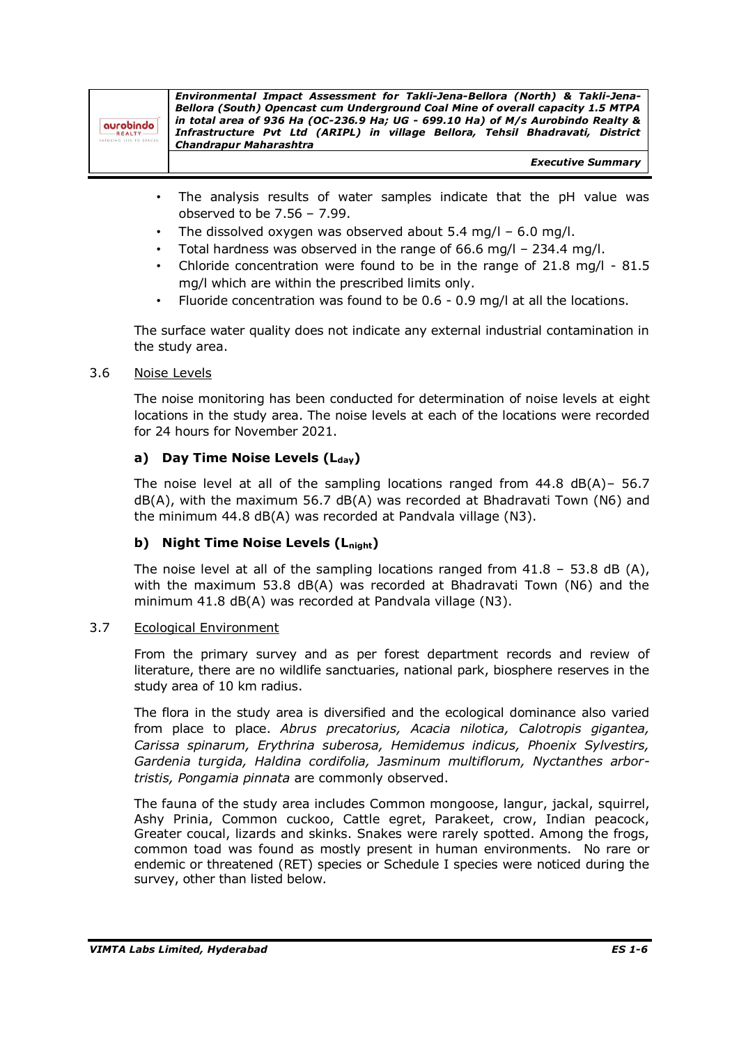- The analysis results of water samples indicate that the pH value was observed to be 7.56 – 7.99.
- The dissolved oxygen was observed about 5.4 mg/l – 6.0 mg/l.
- Total hardness was observed in the range of 66.6 mg/l – 234.4 mg/l.
- Chloride concentration were found to be in the range of 21.8 mg/l - 81.5 mg/l which are within the prescribed limits only.
- Fluoride concentration was found to be 0.6 - 0.9 mg/l at all the locations.

The surface water quality does not indicate any external industrial contamination in the study area.

### 3.6 Noise Levels

The noise monitoring has been conducted for determination of noise levels at eight locations in the study area. The noise levels at each of the locations were recorded for 24 hours for November 2021.

#### a) Day Time Noise Levels ($L_{day}$)

The noise level at all of the sampling locations ranged from 44.8 dB(A)– 56.7 dB(A), with the maximum 56.7 dB(A) was recorded at Bhadravati Town (N6) and the minimum 44.8 dB(A) was recorded at Pandvala village (N3).

#### b) Night Time Noise Levels ($L_{night}$)

The noise level at all of the sampling locations ranged from 41.8 – 53.8 dB (A), with the maximum 53.8 dB(A) was recorded at Bhadravati Town (N6) and the minimum 41.8 dB(A) was recorded at Pandvala village (N3).

### 3.7 Ecological Environment

From the primary survey and as per forest department records and review of literature, there are no wildlife sanctuaries, national park, biosphere reserves in the study area of 10 km radius.

The flora in the study area is diversified and the ecological dominance also varied from place to place. *Abrus precatorius, Acacia nilotica, Calotropis gigantea, Carissa spinarum, Erythrina suberosa, Hemidemus indicus, Phoenix Sylvestris, Gardenia turgida, Haldina cordifolia, Jasminum multiflorum, Nyctanthes arbor-tristis, Pongamia pinnata* are commonly observed.

The fauna of the study area includes Common mongoose, langur, jackal, squirrel, Ashy Prinia, Common cuckoo, Cattle egret, Parakeet, crow, Indian peacock, Greater coucal, lizards and skinks. Snakes were rarely spotted. Among the frogs, common toad was found as mostly present in human environments. No rare or endemic or threatened (RET) species or Schedule I species were noticed during the survey, other than listed below.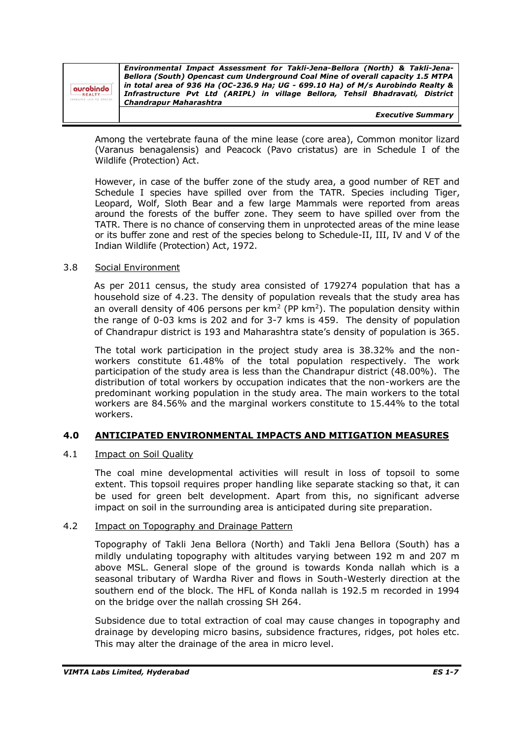Among the vertebrate fauna of the mine lease (core area), Common monitor lizard (Varanus benagalensis) and Peacock (Pavo cristatus) are in Schedule I of the Wildlife (Protection) Act.

However, in case of the buffer zone of the study area, a good number of RET and Schedule I species have spilled over from the TATR. Species including Tiger, Leopard, Wolf, Sloth Bear and a few large Mammals were reported from areas around the forests of the buffer zone. They seem to have spilled over from the TATR. There is no chance of conserving them in unprotected areas of the mine lease or its buffer zone and rest of the species belong to Schedule-II, III, IV and V of the Indian Wildlife (Protection) Act, 1972.

### 3.8 Social Environment

As per 2011 census, the study area consisted of 179274 population that has a household size of 4.23. The density of population reveals that the study area has an overall density of 406 persons per km$^2$ (PP km$^2$). The population density within the range of 0-03 kms is 202 and for 3-7 kms is 459. The density of population of Chandrapur district is 193 and Maharashtra state's density of population is 365.

The total work participation in the project study area is 38.32% and the non-workers constitute 61.48% of the total population respectively. The work participation of the study area is less than the Chandrapur district (48.00%). The distribution of total workers by occupation indicates that the non-workers are the predominant working population in the study area. The main workers to the total workers are 84.56% and the marginal workers constitute to 15.44% to the total workers.

## 4.0 ANTICIPATED ENVIRONMENTAL IMPACTS AND MITIGATION MEASURES

### 4.1 Impact on Soil Quality

The coal mine developmental activities will result in loss of topsoil to some extent. This topsoil requires proper handling like separate stacking so that, it can be used for green belt development. Apart from this, no significant adverse impact on soil in the surrounding area is anticipated during site preparation.

### 4.2 Impact on Topography and Drainage Pattern

Topography of Takli Jena Bellora (North) and Takli Jena Bellora (South) has a mildly undulating topography with altitudes varying between 192 m and 207 m above MSL. General slope of the ground is towards Konda nallah which is a seasonal tributary of Wardha River and flows in South-Westerly direction at the southern end of the block. The HFL of Konda nallah is 192.5 m recorded in 1994 on the bridge over the nallah crossing SH 264.

Subsidence due to total extraction of coal may cause changes in topography and drainage by developing micro basins, subsidence fractures, ridges, pot holes etc. This may alter the drainage of the area in micro level.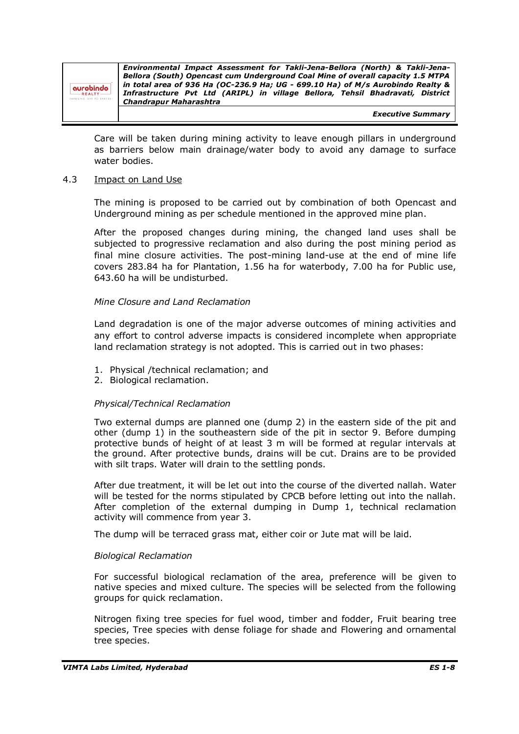Care will be taken during mining activity to leave enough pillars in underground as barriers below main drainage/water body to avoid any damage to surface water bodies.

## 4.3 Impact on Land Use

The mining is proposed to be carried out by combination of both Opencast and Underground mining as per schedule mentioned in the approved mine plan.

After the proposed changes during mining, the changed land uses shall be subjected to progressive reclamation and also during the post mining period as final mine closure activities. The post-mining land-use at the end of mine life covers 283.84 ha for Plantation, 1.56 ha for waterbody, 7.00 ha for Public use, 643.60 ha will be undisturbed.

*Mine Closure and Land Reclamation*

Land degradation is one of the major adverse outcomes of mining activities and any effort to control adverse impacts is considered incomplete when appropriate land reclamation strategy is not adopted. This is carried out in two phases:

1. Physical /technical reclamation; and
2. Biological reclamation.

*Physical/Technical Reclamation*

Two external dumps are planned one (dump 2) in the eastern side of the pit and other (dump 1) in the southeastern side of the pit in sector 9. Before dumping protective bunds of height of at least 3 m will be formed at regular intervals at the ground. After protective bunds, drains will be cut. Drains are to be provided with silt traps. Water will drain to the settling ponds.

After due treatment, it will be let out into the course of the diverted nallah. Water will be tested for the norms stipulated by CPCB before letting out into the nallah. After completion of the external dumping in Dump 1, technical reclamation activity will commence from year 3.

The dump will be terraced grass mat, either coir or Jute mat will be laid.

*Biological Reclamation*

For successful biological reclamation of the area, preference will be given to native species and mixed culture. The species will be selected from the following groups for quick reclamation.

Nitrogen fixing tree species for fuel wood, timber and fodder, Fruit bearing tree species, Tree species with dense foliage for shade and Flowering and ornamental tree species.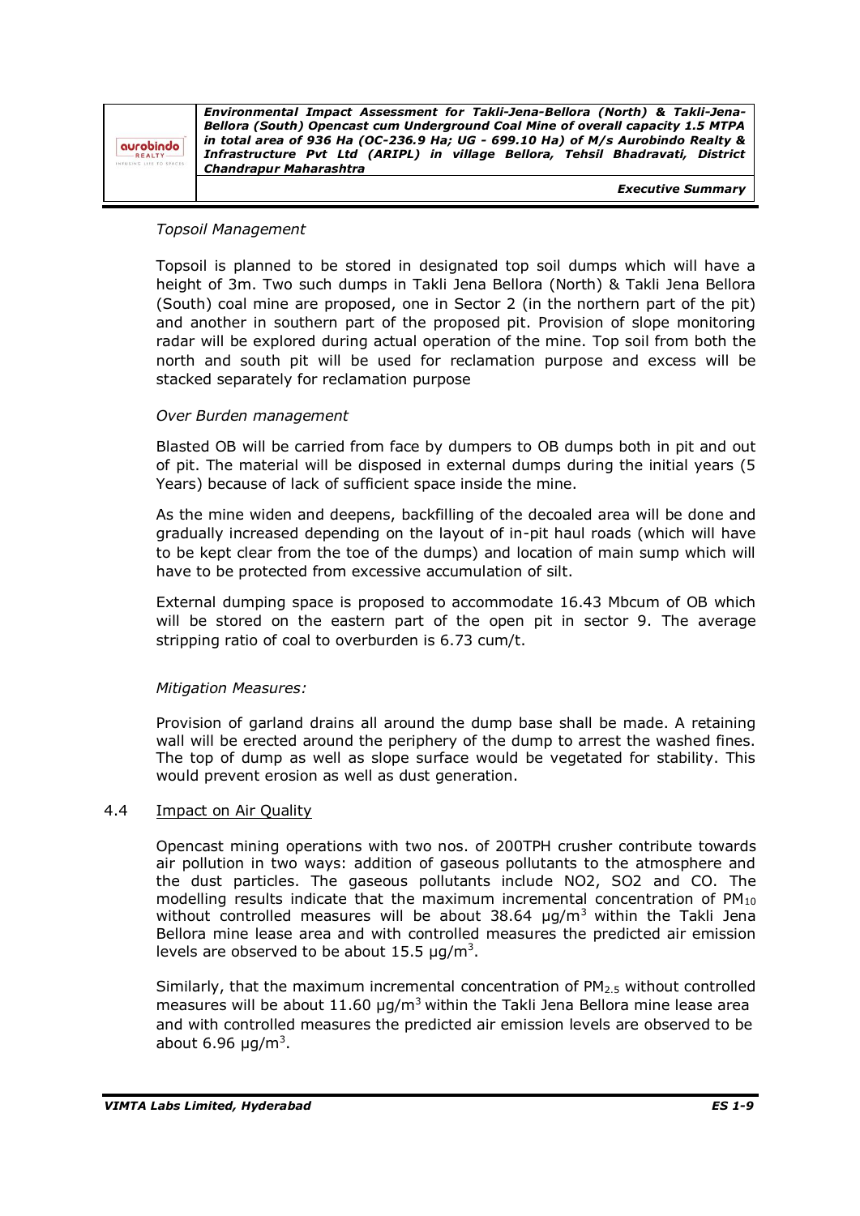*Topsoil Management*

Topsoil is planned to be stored in designated top soil dumps which will have a height of 3m. Two such dumps in Takli Jena Bellora (North) & Takli Jena Bellora (South) coal mine are proposed, one in Sector 2 (in the northern part of the pit) and another in southern part of the proposed pit. Provision of slope monitoring radar will be explored during actual operation of the mine. Top soil from both the north and south pit will be used for reclamation purpose and excess will be stacked separately for reclamation purpose

*Over Burden management*

Blasted OB will be carried from face by dumpers to OB dumps both in pit and out of pit. The material will be disposed in external dumps during the initial years (5 Years) because of lack of sufficient space inside the mine.

As the mine widen and deepens, backfilling of the decoaled area will be done and gradually increased depending on the layout of in-pit haul roads (which will have to be kept clear from the toe of the dumps) and location of main sump which will have to be protected from excessive accumulation of silt.

External dumping space is proposed to accommodate 16.43 Mbcum of OB which will be stored on the eastern part of the open pit in sector 9. The average stripping ratio of coal to overburden is 6.73 cum/t.

*Mitigation Measures:*

Provision of garland drains all around the dump base shall be made. A retaining wall will be erected around the periphery of the dump to arrest the washed fines. The top of dump as well as slope surface would be vegetated for stability. This would prevent erosion as well as dust generation.

## 4.4 Impact on Air Quality

Opencast mining operations with two nos. of 200TPH crusher contribute towards air pollution in two ways: addition of gaseous pollutants to the atmosphere and the dust particles. The gaseous pollutants include $NO_2$, $SO_2$ and CO. The modelling results indicate that the maximum incremental concentration of $PM_{10}$ without controlled measures will be about 38.64 $\mu g/m^3$ within the Takli Jena Bellora mine lease area and with controlled measures the predicted air emission levels are observed to be about 15.5 $\mu g/m^3$.

Similarly, that the maximum incremental concentration of $PM_{2.5}$ without controlled measures will be about 11.60 $\mu g/m^3$ within the Takli Jena Bellora mine lease area and with controlled measures the predicted air emission levels are observed to be about 6.96 $\mu g/m^3$.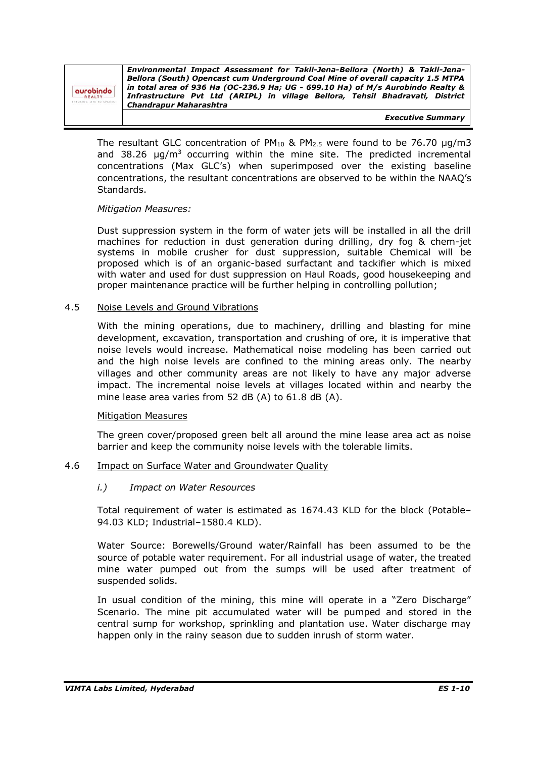The resultant GLC concentration of $PM_{10}$ & $PM_{2.5}$ were found to be 76.70 µg/m3 and 38.26 µg/$m^3$ occurring within the mine site. The predicted incremental concentrations (Max GLC's) when superimposed over the existing baseline concentrations, the resultant concentrations are observed to be within the NAAQ's Standards.

*Mitigation Measures:*

Dust suppression system in the form of water jets will be installed in all the drill machines for reduction in dust generation during drilling, dry fog & chem-jet systems in mobile crusher for dust suppression, suitable Chemical will be proposed which is of an organic-based surfactant and tackifier which is mixed with water and used for dust suppression on Haul Roads, good housekeeping and proper maintenance practice will be further helping in controlling pollution;

### 4.5 Noise Levels and Ground Vibrations

With the mining operations, due to machinery, drilling and blasting for mine development, excavation, transportation and crushing of ore, it is imperative that noise levels would increase. Mathematical noise modeling has been carried out and the high noise levels are confined to the mining areas only. The nearby villages and other community areas are not likely to have any major adverse impact. The incremental noise levels at villages located within and nearby the mine lease area varies from 52 dB (A) to 61.8 dB (A).

Mitigation Measures

The green cover/proposed green belt all around the mine lease area act as noise barrier and keep the community noise levels with the tolerable limits.

### 4.6 Impact on Surface Water and Groundwater Quality

*i.) Impact on Water Resources*

Total requirement of water is estimated as 1674.43 KLD for the block (Potable–94.03 KLD; Industrial–1580.4 KLD).

Water Source: Borewells/Ground water/Rainfall has been assumed to be the source of potable water requirement. For all industrial usage of water, the treated mine water pumped out from the sumps will be used after treatment of suspended solids.

In usual condition of the mining, this mine will operate in a "Zero Discharge" Scenario. The mine pit accumulated water will be pumped and stored in the central sump for workshop, sprinkling and plantation use. Water discharge may happen only in the rainy season due to sudden inrush of storm water.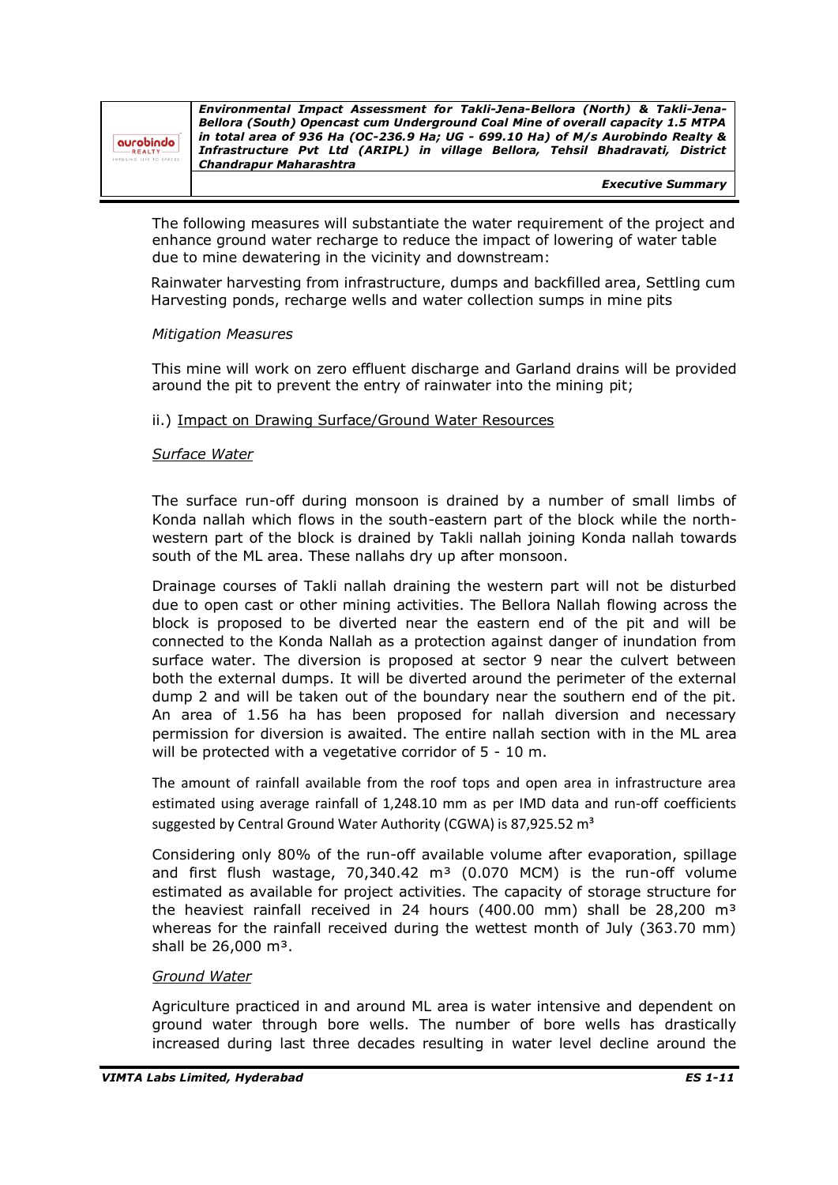The following measures will substantiate the water requirement of the project and enhance ground water recharge to reduce the impact of lowering of water table due to mine dewatering in the vicinity and downstream:

Rainwater harvesting from infrastructure, dumps and backfilled area, Settling cum Harvesting ponds, recharge wells and water collection sumps in mine pits

*Mitigation Measures*

This mine will work on zero effluent discharge and Garland drains will be provided around the pit to prevent the entry of rainwater into the mining pit;

ii.) Impact on Drawing Surface/Ground Water Resources

*Surface Water*

The surface run-off during monsoon is drained by a number of small limbs of Konda nallah which flows in the south-eastern part of the block while the north-western part of the block is drained by Takli nallah joining Konda nallah towards south of the ML area. These nallahs dry up after monsoon.

Drainage courses of Takli nallah draining the western part will not be disturbed due to open cast or other mining activities. The Bellora Nallah flowing across the block is proposed to be diverted near the eastern end of the pit and will be connected to the Konda Nallah as a protection against danger of inundation from surface water. The diversion is proposed at sector 9 near the culvert between both the external dumps. It will be diverted around the perimeter of the external dump 2 and will be taken out of the boundary near the southern end of the pit. An area of 1.56 ha has been proposed for nallah diversion and necessary permission for diversion is awaited. The entire nallah section with in the ML area will be protected with a vegetative corridor of 5 - 10 m.

The amount of rainfall available from the roof tops and open area in infrastructure area estimated using average rainfall of 1,248.10 mm as per IMD data and run-off coefficients suggested by Central Ground Water Authority (CGWA) is 87,925.52 $m^3$

Considering only 80% of the run-off available volume after evaporation, spillage and first flush wastage, 70,340.42 $m^3$ (0.070 MCM) is the run-off volume estimated as available for project activities. The capacity of storage structure for the heaviest rainfall received in 24 hours (400.00 mm) shall be 28,200 $m^3$ whereas for the rainfall received during the wettest month of July (363.70 mm) shall be 26,000 $m^3$.

*Ground Water*

Agriculture practiced in and around ML area is water intensive and dependent on ground water through bore wells. The number of bore wells has drastically increased during last three decades resulting in water level decline around the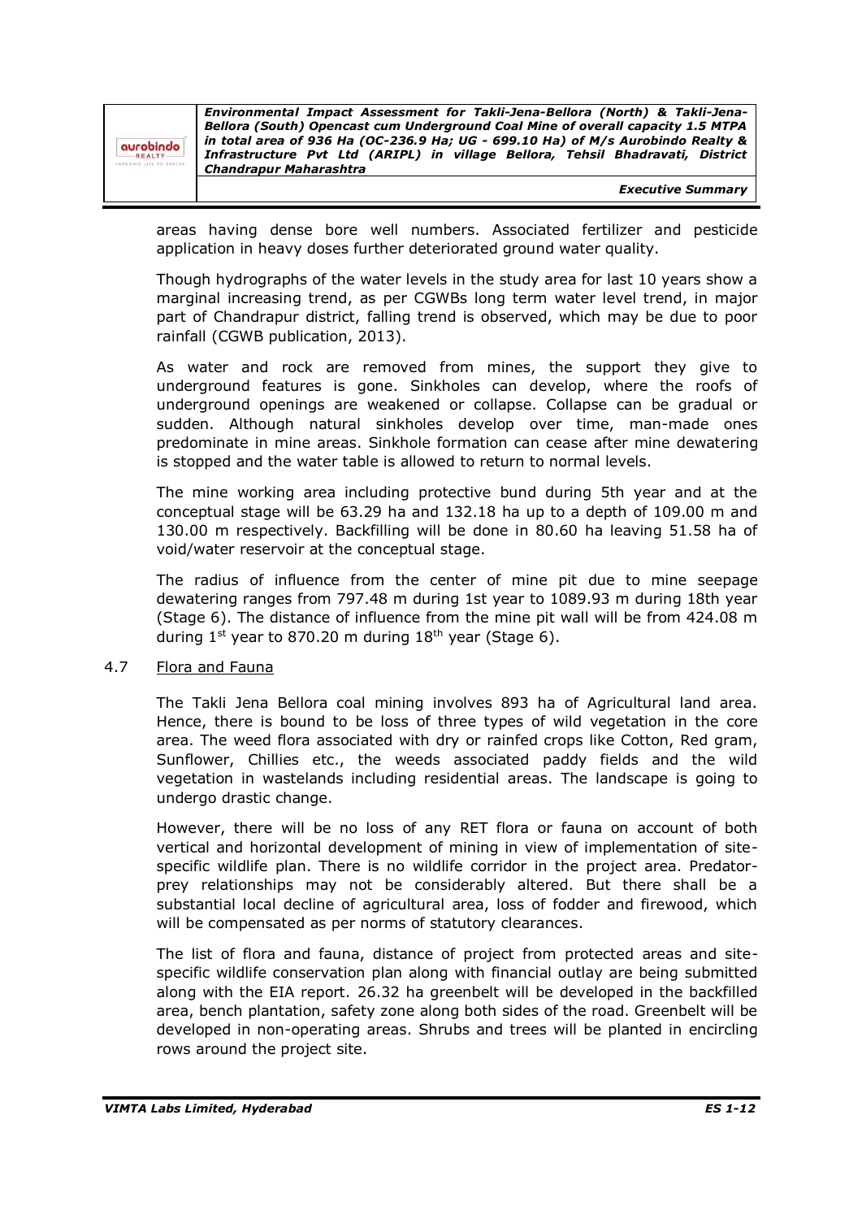areas having dense bore well numbers. Associated fertilizer and pesticide application in heavy doses further deteriorated ground water quality.

Though hydrographs of the water levels in the study area for last 10 years show a marginal increasing trend, as per CGWBs long term water level trend, in major part of Chandrapur district, falling trend is observed, which may be due to poor rainfall (CGWB publication, 2013).

As water and rock are removed from mines, the support they give to underground features is gone. Sinkholes can develop, where the roofs of underground openings are weakened or collapse. Collapse can be gradual or sudden. Although natural sinkholes develop over time, man-made ones predominate in mine areas. Sinkhole formation can cease after mine dewatering is stopped and the water table is allowed to return to normal levels.

The mine working area including protective bund during 5th year and at the conceptual stage will be 63.29 ha and 132.18 ha up to a depth of 109.00 m and 130.00 m respectively. Backfilling will be done in 80.60 ha leaving 51.58 ha of void/water reservoir at the conceptual stage.

The radius of influence from the center of mine pit due to mine seepage dewatering ranges from 797.48 m during 1st year to 1089.93 m during 18th year (Stage 6). The distance of influence from the mine pit wall will be from 424.08 m during 1st year to 870.20 m during 18th year (Stage 6).

## 4.7 Flora and Fauna

The Takli Jena Bellora coal mining involves 893 ha of Agricultural land area. Hence, there is bound to be loss of three types of wild vegetation in the core area. The weed flora associated with dry or rainfed crops like Cotton, Red gram, Sunflower, Chillies etc., the weeds associated paddy fields and the wild vegetation in wastelands including residential areas. The landscape is going to undergo drastic change.

However, there will be no loss of any RET flora or fauna on account of both vertical and horizontal development of mining in view of implementation of site-specific wildlife plan. There is no wildlife corridor in the project area. Predator-prey relationships may not be considerably altered. But there shall be a substantial local decline of agricultural area, loss of fodder and firewood, which will be compensated as per norms of statutory clearances.

The list of flora and fauna, distance of project from protected areas and site-specific wildlife conservation plan along with financial outlay are being submitted along with the EIA report. 26.32 ha greenbelt will be developed in the backfilled area, bench plantation, safety zone along both sides of the road. Greenbelt will be developed in non-operating areas. Shrubs and trees will be planted in encircling rows around the project site.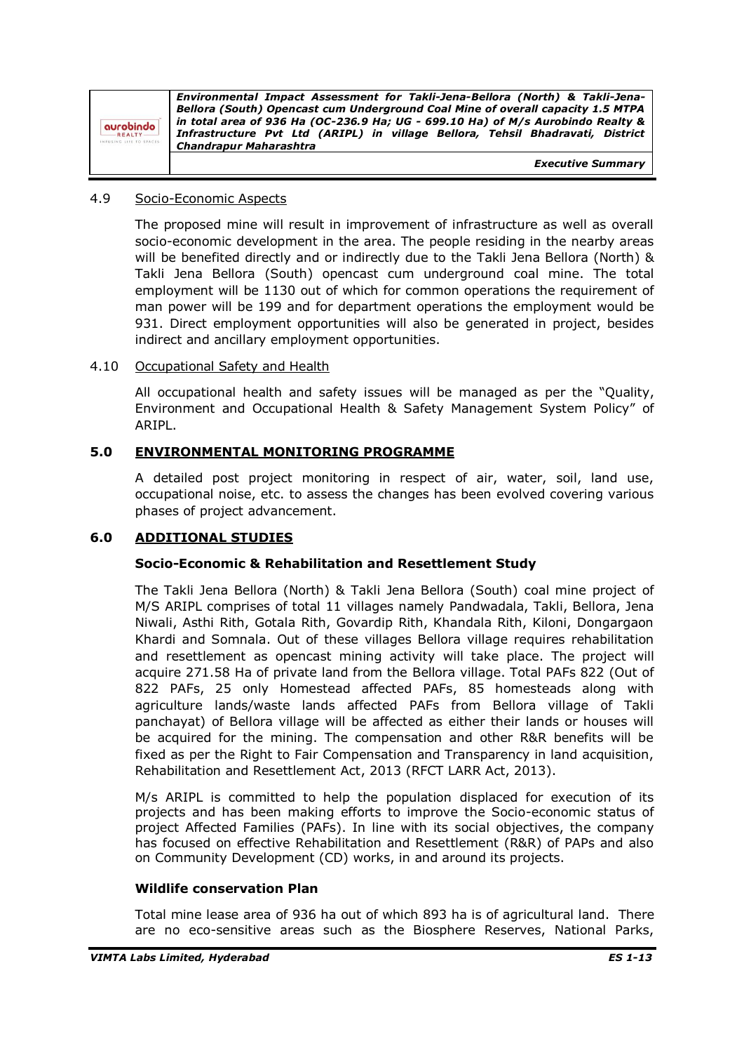### 4.9 Socio-Economic Aspects

The proposed mine will result in improvement of infrastructure as well as overall socio-economic development in the area. The people residing in the nearby areas will be benefited directly and or indirectly due to the Takli Jena Bellora (North) & Takli Jena Bellora (South) opencast cum underground coal mine. The total employment will be 1130 out of which for common operations the requirement of man power will be 199 and for department operations the employment would be 931. Direct employment opportunities will also be generated in project, besides indirect and ancillary employment opportunities.

### 4.10 Occupational Safety and Health

All occupational health and safety issues will be managed as per the "Quality, Environment and Occupational Health & Safety Management System Policy" of ARIPL.

## 5.0 ENVIRONMENTAL MONITORING PROGRAMME

A detailed post project monitoring in respect of air, water, soil, land use, occupational noise, etc. to assess the changes has been evolved covering various phases of project advancement.

## 6.0 ADDITIONAL STUDIES

**Socio-Economic & Rehabilitation and Resettlement Study**

The Takli Jena Bellora (North) & Takli Jena Bellora (South) coal mine project of M/S ARIPL comprises of total 11 villages namely Pandwadala, Takli, Bellora, Jena Niwali, Asthi Rith, Gotala Rith, Govardip Rith, Khandala Rith, Kiloni, Dongargaon Khardi and Somnala. Out of these villages Bellora village requires rehabilitation and resettlement as opencast mining activity will take place. The project will acquire 271.58 Ha of private land from the Bellora village. Total PAFs 822 (Out of 822 PAFs, 25 only Homestead affected PAFs, 85 homesteads along with agriculture lands/waste lands affected PAFs from Bellora village of Takli panchayat) of Bellora village will be affected as either their lands or houses will be acquired for the mining. The compensation and other R&R benefits will be fixed as per the Right to Fair Compensation and Transparency in land acquisition, Rehabilitation and Resettlement Act, 2013 (RFCT LARR Act, 2013).

M/s ARIPL is committed to help the population displaced for execution of its projects and has been making efforts to improve the Socio-economic status of project Affected Families (PAFs). In line with its social objectives, the company has focused on effective Rehabilitation and Resettlement (R&R) of PAPs and also on Community Development (CD) works, in and around its projects.

**Wildlife conservation Plan**

Total mine lease area of 936 ha out of which 893 ha is of agricultural land. There are no eco-sensitive areas such as the Biosphere Reserves, National Parks,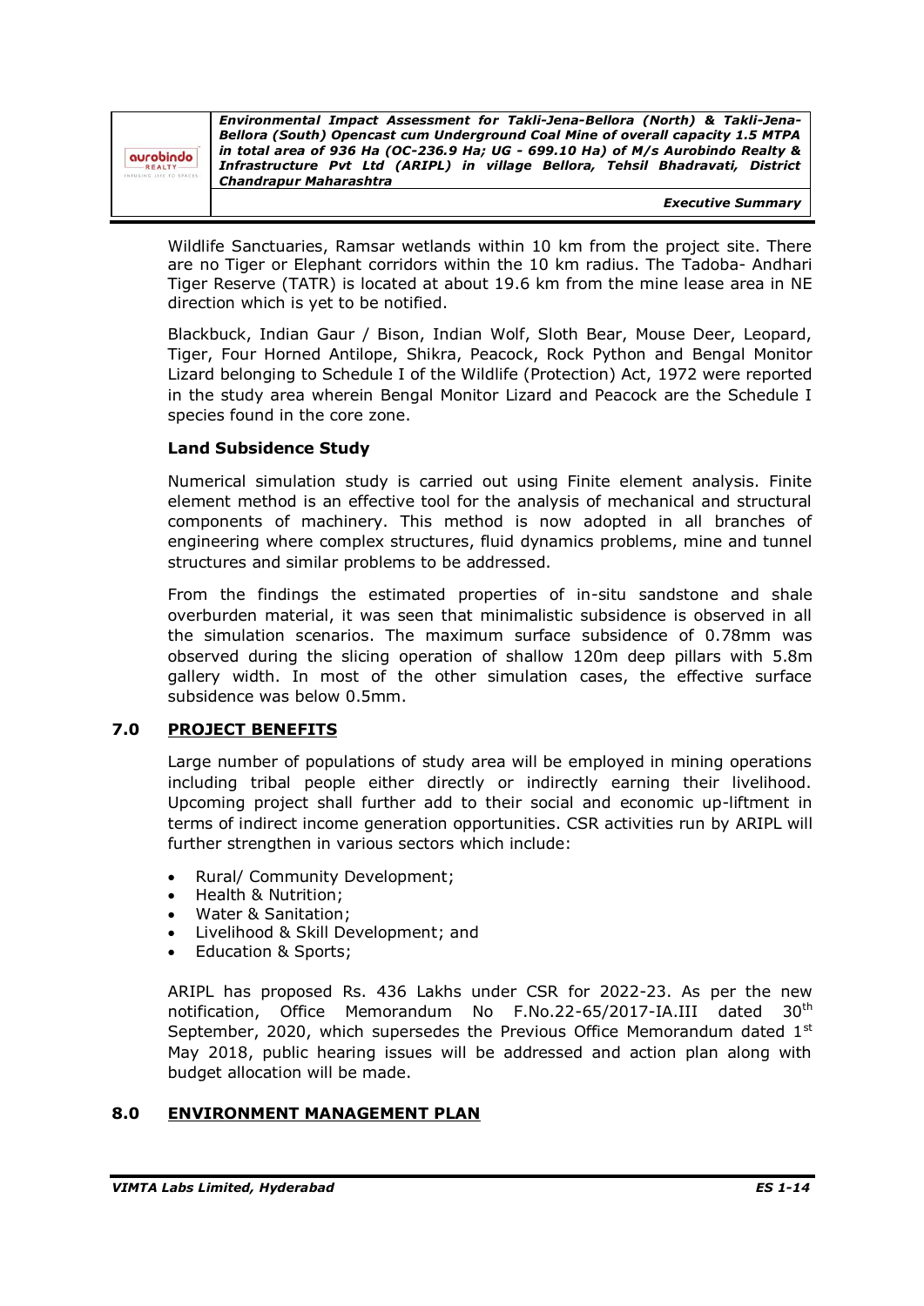Wildlife Sanctuaries, Ramsar wetlands within 10 km from the project site. There are no Tiger or Elephant corridors within the 10 km radius. The Tadoba- Andhari Tiger Reserve (TATR) is located at about 19.6 km from the mine lease area in NE direction which is yet to be notified.

Blackbuck, Indian Gaur / Bison, Indian Wolf, Sloth Bear, Mouse Deer, Leopard, Tiger, Four Horned Antilope, Shikra, Peacock, Rock Python and Bengal Monitor Lizard belonging to Schedule I of the Wildlife (Protection) Act, 1972 were reported in the study area wherein Bengal Monitor Lizard and Peacock are the Schedule I species found in the core zone.

**Land Subsidence Study**

Numerical simulation study is carried out using Finite element analysis. Finite element method is an effective tool for the analysis of mechanical and structural components of machinery. This method is now adopted in all branches of engineering where complex structures, fluid dynamics problems, mine and tunnel structures and similar problems to be addressed.

From the findings the estimated properties of in-situ sandstone and shale overburden material, it was seen that minimalistic subsidence is observed in all the simulation scenarios. The maximum surface subsidence of 0.78mm was observed during the slicing operation of shallow 120m deep pillars with 5.8m gallery width. In most of the other simulation cases, the effective surface subsidence was below 0.5mm.

## 7.0 PROJECT BENEFITS

Large number of populations of study area will be employed in mining operations including tribal people either directly or indirectly earning their livelihood. Upcoming project shall further add to their social and economic up-liftment in terms of indirect income generation opportunities. CSR activities run by ARIPL will further strengthen in various sectors which include:

- Rural/ Community Development;
- Health & Nutrition;
- Water & Sanitation;
- Livelihood & Skill Development; and
- Education & Sports;

ARIPL has proposed Rs. 436 Lakhs under CSR for 2022-23. As per the new notification, Office Memorandum No F.No.22-65/2017-IA.III dated 30th September, 2020, which supersedes the Previous Office Memorandum dated 1st May 2018, public hearing issues will be addressed and action plan along with budget allocation will be made.

## 8.0 ENVIRONMENT MANAGEMENT PLAN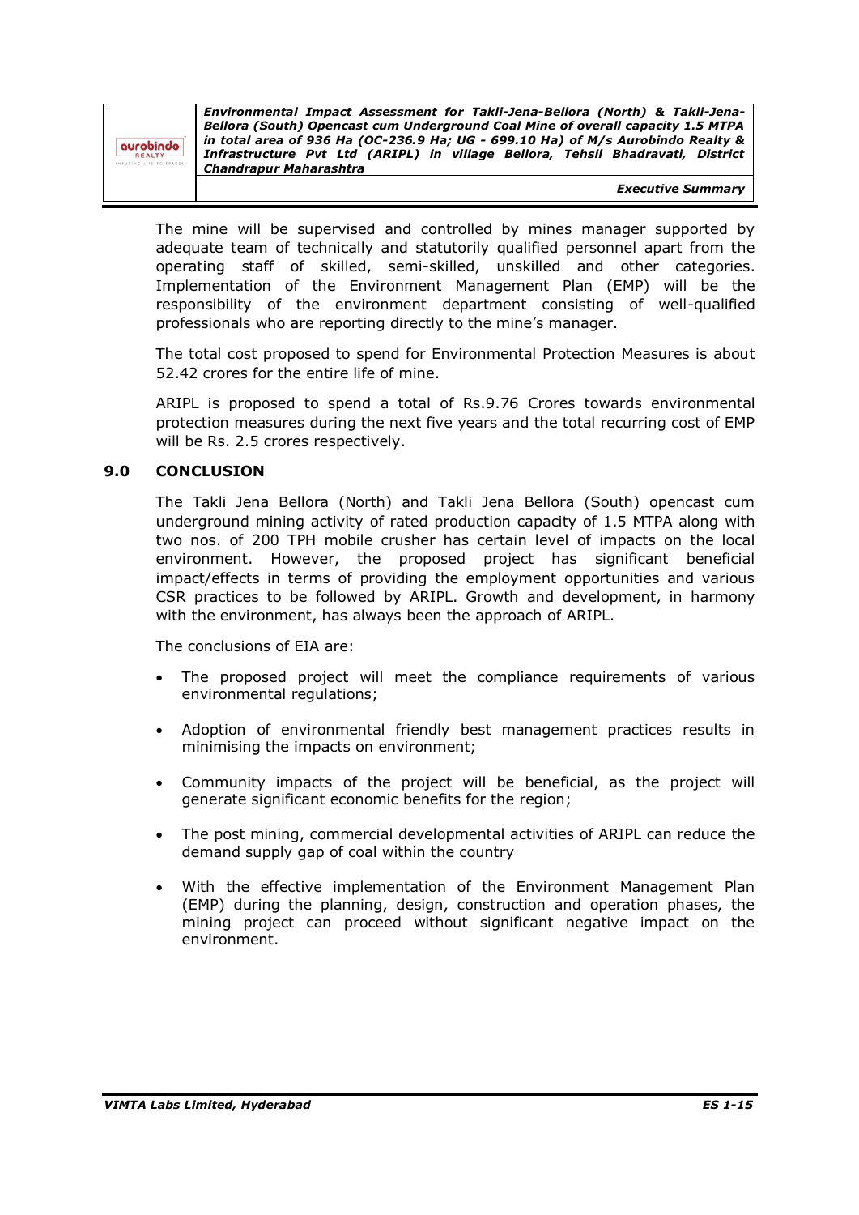The mine will be supervised and controlled by mines manager supported by adequate team of technically and statutorily qualified personnel apart from the operating staff of skilled, semi-skilled, unskilled and other categories. Implementation of the Environment Management Plan (EMP) will be the responsibility of the environment department consisting of well-qualified professionals who are reporting directly to the mine's manager.

The total cost proposed to spend for Environmental Protection Measures is about 52.42 crores for the entire life of mine.

ARIPL is proposed to spend a total of Rs.9.76 Crores towards environmental protection measures during the next five years and the total recurring cost of EMP will be Rs. 2.5 crores respectively.

## 9.0 CONCLUSION

The Takli Jena Bellora (North) and Takli Jena Bellora (South) opencast cum underground mining activity of rated production capacity of 1.5 MTPA along with two nos. of 200 TPH mobile crusher has certain level of impacts on the local environment. However, the proposed project has significant beneficial impact/effects in terms of providing the employment opportunities and various CSR practices to be followed by ARIPL. Growth and development, in harmony with the environment, has always been the approach of ARIPL.

The conclusions of EIA are:

- The proposed project will meet the compliance requirements of various environmental regulations;
- Adoption of environmental friendly best management practices results in minimising the impacts on environment;
- Community impacts of the project will be beneficial, as the project will generate significant economic benefits for the region;
- The post mining, commercial developmental activities of ARIPL can reduce the demand supply gap of coal within the country
- With the effective implementation of the Environment Management Plan (EMP) during the planning, design, construction and operation phases, the mining project can proceed without significant negative impact on the environment.